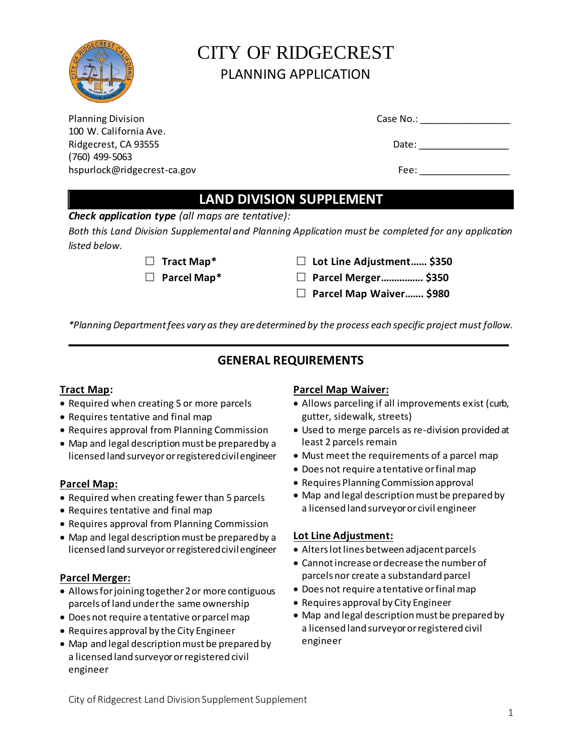# CITY OF RIDGECREST

## PLANNING APPLICATION

Planning Division
100 W. California Ave.
Ridgecrest, CA 93555
(760) 499-5063
hspurlock@ridgecrest-ca.gov

Case No.: ________________

Date: ________________

Fee: ________________

## LAND DIVISION SUPPLEMENT

***Check application type*** *(all maps are tentative):*

*Both this Land Division Supplemental and Planning Application must be completed for any application listed below.*

- ☐ **Tract Map***
- ☐ **Parcel Map***
- ☐ **Lot Line Adjustment…… $350**
- ☐ **Parcel Merger……………. $350**
- ☐ **Parcel Map Waiver……. $980**

**Planning Department fees vary as they are determined by the process each specific project must follow.*

## GENERAL REQUIREMENTS

**Tract Map:**

- Required when creating 5 or more parcels
- Requires tentative and final map
- Requires approval from Planning Commission
- Map and legal description must be prepared by a licensed land surveyor or registered civil engineer

**Parcel Map:**

- Required when creating fewer than 5 parcels
- Requires tentative and final map
- Requires approval from Planning Commission
- Map and legal description must be prepared by a licensed land surveyor or registered civil engineer

**Parcel Merger:**

- Allows for joining together 2 or more contiguous parcels of land under the same ownership
- Does not require a tentative or parcel map
- Requires approval by the City Engineer
- Map and legal description must be prepared by a licensed land surveyor or registered civil engineer

**Parcel Map Waiver:**

- Allows parceling if all improvements exist (curb, gutter, sidewalk, streets)
- Used to merge parcels as re-division provided at least 2 parcels remain
- Must meet the requirements of a parcel map
- Does not require a tentative or final map
- Requires Planning Commission approval
- Map and legal description must be prepared by a licensed land surveyor or civil engineer

**Lot Line Adjustment:**

- Alters lot lines between adjacent parcels
- Cannot increase or decrease the number of parcels nor create a substandard parcel
- Does not require a tentative or final map
- Requires approval by City Engineer
- Map and legal description must be prepared by a licensed land surveyor or registered civil engineer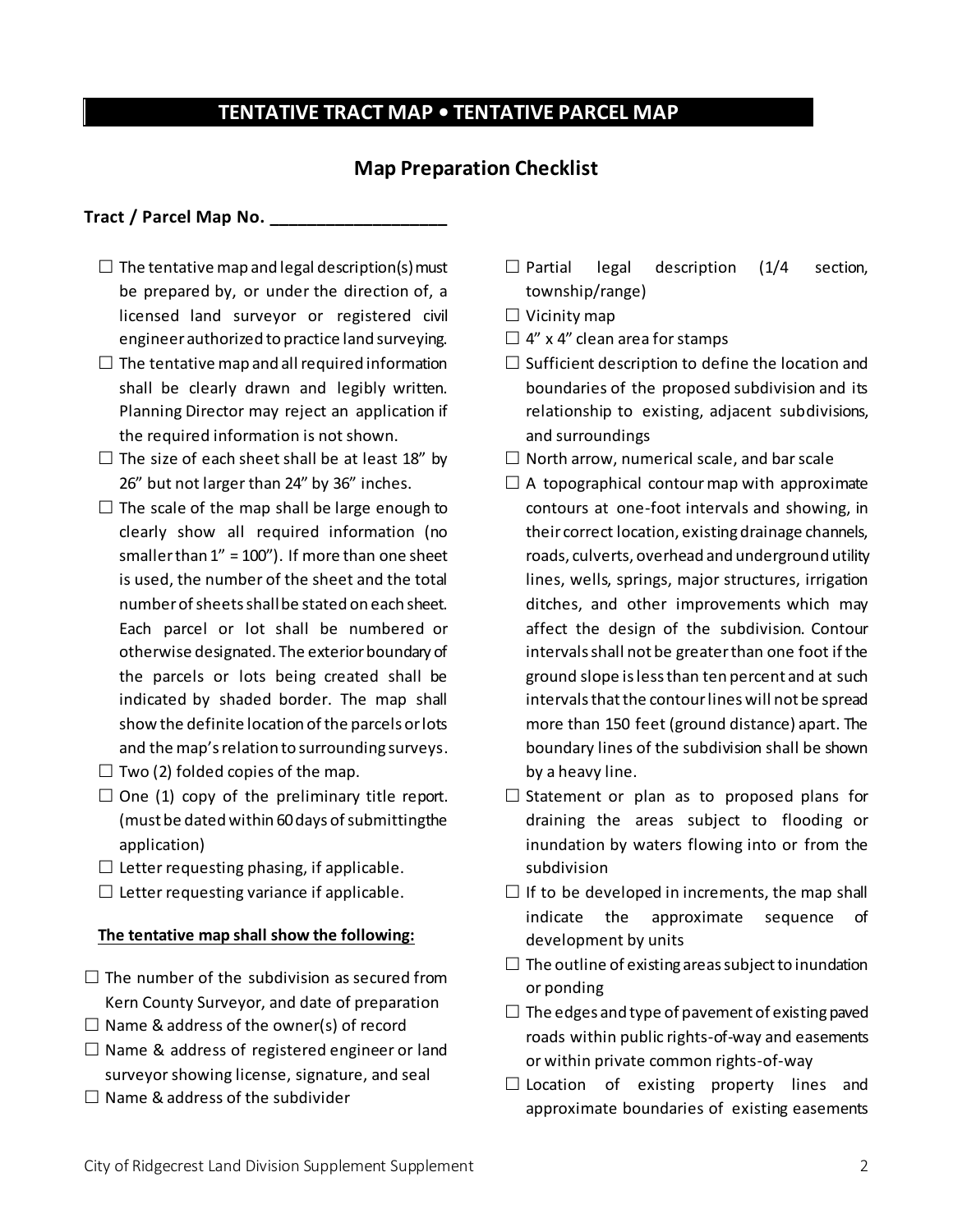# TENTATIVE TRACT MAP • TENTATIVE PARCEL MAP

## Map Preparation Checklist

**Tract / Parcel Map No. ___________________**

- ☐ The tentative map and legal description(s) must be prepared by, or under the direction of, a licensed land surveyor or registered civil engineer authorized to practice land surveying.
- ☐ The tentative map and all required information shall be clearly drawn and legibly written. Planning Director may reject an application if the required information is not shown.
- ☐ The size of each sheet shall be at least 18" by 26" but not larger than 24" by 36" inches.
- ☐ The scale of the map shall be large enough to clearly show all required information (no smaller than 1" = 100"). If more than one sheet is used, the number of the sheet and the total number of sheets shall be stated on each sheet. Each parcel or lot shall be numbered or otherwise designated. The exterior boundary of the parcels or lots being created shall be indicated by shaded border. The map shall show the definite location of the parcels or lots and the map's relation to surrounding surveys.
- ☐ Two (2) folded copies of the map.
- ☐ One (1) copy of the preliminary title report. (must be dated within 60 days of submittingthe application)
- ☐ Letter requesting phasing, if applicable.
- ☐ Letter requesting variance if applicable.

**<u>The tentative map shall show the following:</u>**

- ☐ The number of the subdivision as secured from Kern County Surveyor, and date of preparation
- ☐ Name & address of the owner(s) of record
- ☐ Name & address of registered engineer or land surveyor showing license, signature, and seal
- ☐ Name & address of the subdivider
- ☐ Partial legal description (1/4 section, township/range)
- ☐ Vicinity map
- ☐ 4" x 4" clean area for stamps
- ☐ Sufficient description to define the location and boundaries of the proposed subdivision and its relationship to existing, adjacent subdivisions, and surroundings
- ☐ North arrow, numerical scale, and bar scale
- ☐ A topographical contour map with approximate contours at one-foot intervals and showing, in their correct location, existing drainage channels, roads, culverts, overhead and underground utility lines, wells, springs, major structures, irrigation ditches, and other improvements which may affect the design of the subdivision. Contour intervals shall not be greater than one foot if the ground slope is less than ten percent and at such intervals that the contour lines will not be spread more than 150 feet (ground distance) apart. The boundary lines of the subdivision shall be shown by a heavy line.
- ☐ Statement or plan as to proposed plans for draining the areas subject to flooding or inundation by waters flowing into or from the subdivision
- ☐ If to be developed in increments, the map shall indicate the approximate sequence of development by units
- ☐ The outline of existing areas subject to inundation or ponding
- ☐ The edges and type of pavement of existing paved roads within public rights-of-way and easements or within private common rights-of-way
- ☐ Location of existing property lines and approximate boundaries of existing easements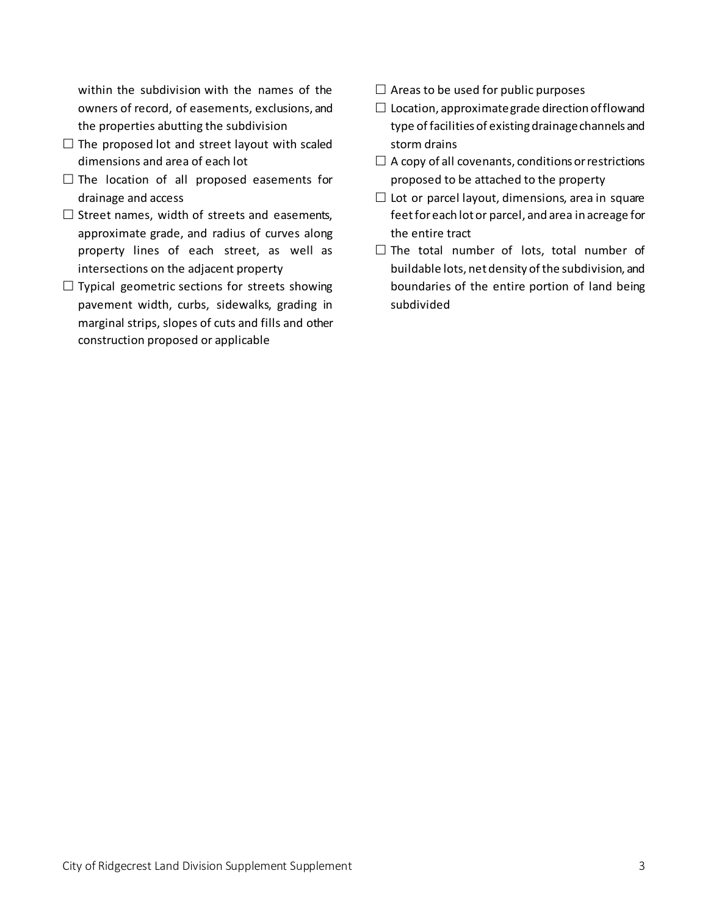within the subdivision with the names of the owners of record, of easements, exclusions, and the properties abutting the subdivision

- ☐ The proposed lot and street layout with scaled dimensions and area of each lot
- ☐ The location of all proposed easements for drainage and access
- ☐ Street names, width of streets and easements, approximate grade, and radius of curves along property lines of each street, as well as intersections on the adjacent property
- ☐ Typical geometric sections for streets showing pavement width, curbs, sidewalks, grading in marginal strips, slopes of cuts and fills and other construction proposed or applicable
- ☐ Areas to be used for public purposes
- ☐ Location, approximate grade direction of flow and type of facilities of existing drainage channels and storm drains
- ☐ A copy of all covenants, conditions or restrictions proposed to be attached to the property
- ☐ Lot or parcel layout, dimensions, area in square feet for each lot or parcel, and area in acreage for the entire tract
- ☐ The total number of lots, total number of buildable lots, net density of the subdivision, and boundaries of the entire portion of land being subdivided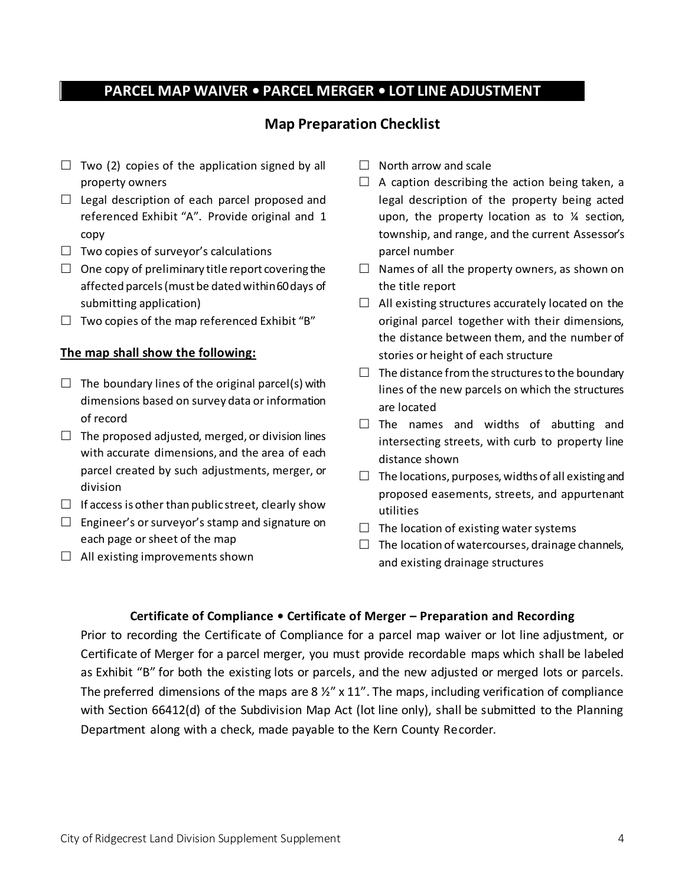## PARCEL MAP WAIVER • PARCEL MERGER • LOT LINE ADJUSTMENT

### Map Preparation Checklist

- ☐ Two (2) copies of the application signed by all property owners
- ☐ Legal description of each parcel proposed and referenced Exhibit "A". Provide original and 1 copy
- ☐ Two copies of surveyor's calculations
- ☐ One copy of preliminary title report covering the affected parcels (must be dated within 60 days of submitting application)
- ☐ Two copies of the map referenced Exhibit "B"

**The map shall show the following:**

- ☐ The boundary lines of the original parcel(s) with dimensions based on survey data or information of record
- ☐ The proposed adjusted, merged, or division lines with accurate dimensions, and the area of each parcel created by such adjustments, merger, or division
- ☐ If access is other than public street, clearly show
- ☐ Engineer's or surveyor's stamp and signature on each page or sheet of the map
- ☐ All existing improvements shown
- ☐ North arrow and scale
- ☐ A caption describing the action being taken, a legal description of the property being acted upon, the property location as to ¼ section, township, and range, and the current Assessor's parcel number
- ☐ Names of all the property owners, as shown on the title report
- ☐ All existing structures accurately located on the original parcel together with their dimensions, the distance between them, and the number of stories or height of each structure
- ☐ The distance from the structures to the boundary lines of the new parcels on which the structures are located
- ☐ The names and widths of abutting and intersecting streets, with curb to property line distance shown
- ☐ The locations, purposes, widths of all existing and proposed easements, streets, and appurtenant utilities
- ☐ The location of existing water systems
- ☐ The location of watercourses, drainage channels, and existing drainage structures

**Certificate of Compliance • Certificate of Merger – Preparation and Recording**

Prior to recording the Certificate of Compliance for a parcel map waiver or lot line adjustment, or Certificate of Merger for a parcel merger, you must provide recordable maps which shall be labeled as Exhibit "B" for both the existing lots or parcels, and the new adjusted or merged lots or parcels. The preferred dimensions of the maps are 8 ½" x 11". The maps, including verification of compliance with Section 66412(d) of the Subdivision Map Act (lot line only), shall be submitted to the Planning Department along with a check, made payable to the Kern County Recorder.